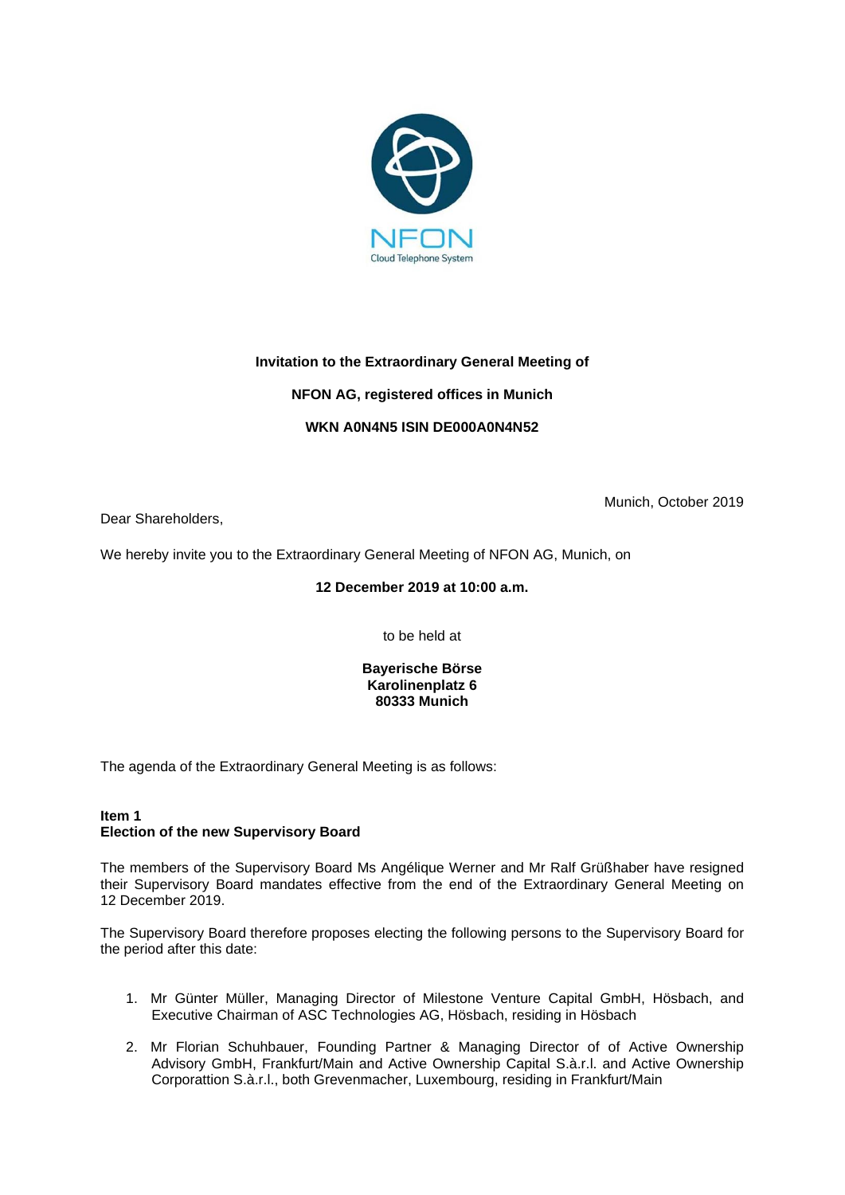NFON
Cloud Telephone System

**Invitation to the Extraordinary General Meeting of**

**NFON AG, registered offices in Munich**

**WKN A0N4N5 ISIN DE000A0N4N52**

Munich, October 2019

Dear Shareholders,

We hereby invite you to the Extraordinary General Meeting of NFON AG, Munich, on

**12 December 2019 at 10:00 a.m.**

to be held at

**Bayerische Börse**
**Karolinenplatz 6**
**80333 Munich**

The agenda of the Extraordinary General Meeting is as follows:

## Item 1
## Election of the new Supervisory Board

The members of the Supervisory Board Ms Angélique Werner and Mr Ralf Grüßhaber have resigned their Supervisory Board mandates effective from the end of the Extraordinary General Meeting on 12 December 2019.

The Supervisory Board therefore proposes electing the following persons to the Supervisory Board for the period after this date:

1. Mr Günter Müller, Managing Director of Milestone Venture Capital GmbH, Hösbach, and Executive Chairman of ASC Technologies AG, Hösbach, residing in Hösbach
2. Mr Florian Schuhbauer, Founding Partner & Managing Director of of Active Ownership Advisory GmbH, Frankfurt/Main and Active Ownership Capital S.à.r.l. and Active Ownership Corporattion S.à.r.l., both Grevenmacher, Luxembourg, residing in Frankfurt/Main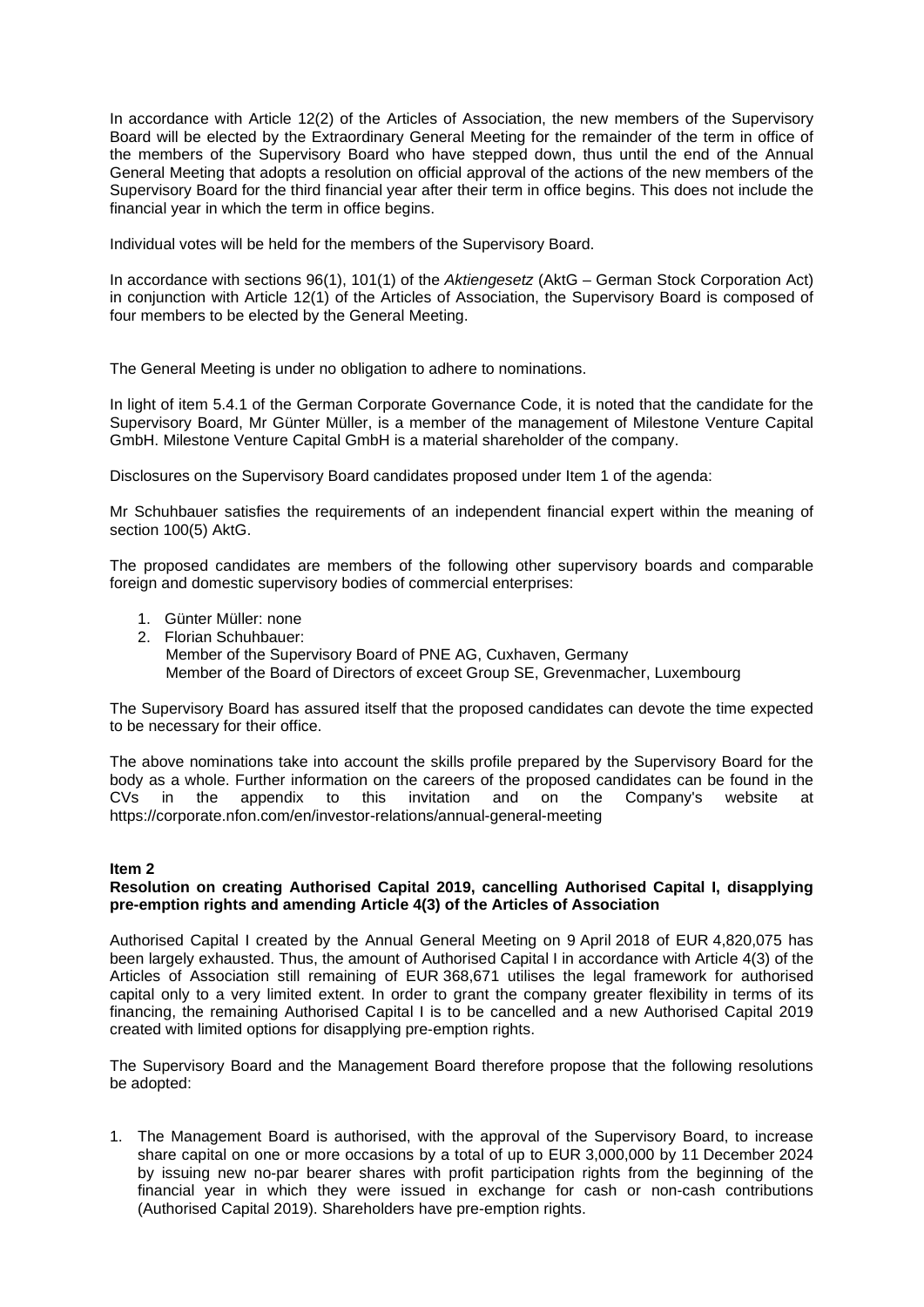In accordance with Article 12(2) of the Articles of Association, the new members of the Supervisory Board will be elected by the Extraordinary General Meeting for the remainder of the term in office of the members of the Supervisory Board who have stepped down, thus until the end of the Annual General Meeting that adopts a resolution on official approval of the actions of the new members of the Supervisory Board for the third financial year after their term in office begins. This does not include the financial year in which the term in office begins.

Individual votes will be held for the members of the Supervisory Board.

In accordance with sections 96(1), 101(1) of the *Aktiengesetz* (AktG – German Stock Corporation Act) in conjunction with Article 12(1) of the Articles of Association, the Supervisory Board is composed of four members to be elected by the General Meeting.

The General Meeting is under no obligation to adhere to nominations.

In light of item 5.4.1 of the German Corporate Governance Code, it is noted that the candidate for the Supervisory Board, Mr Günter Müller, is a member of the management of Milestone Venture Capital GmbH. Milestone Venture Capital GmbH is a material shareholder of the company.

Disclosures on the Supervisory Board candidates proposed under Item 1 of the agenda:

Mr Schuhbauer satisfies the requirements of an independent financial expert within the meaning of section 100(5) AktG.

The proposed candidates are members of the following other supervisory boards and comparable foreign and domestic supervisory bodies of commercial enterprises:

1. Günter Müller: none
2. Florian Schuhbauer:
   Member of the Supervisory Board of PNE AG, Cuxhaven, Germany
   Member of the Board of Directors of exceet Group SE, Grevenmacher, Luxembourg

The Supervisory Board has assured itself that the proposed candidates can devote the time expected to be necessary for their office.

The above nominations take into account the skills profile prepared by the Supervisory Board for the body as a whole. Further information on the careers of the proposed candidates can be found in the CVs in the appendix to this invitation and on the Company's website at https://corporate.nfon.com/en/investor-relations/annual-general-meeting

**Item 2**
**Resolution on creating Authorised Capital 2019, cancelling Authorised Capital I, disapplying pre-emption rights and amending Article 4(3) of the Articles of Association**

Authorised Capital I created by the Annual General Meeting on 9 April 2018 of EUR 4,820,075 has been largely exhausted. Thus, the amount of Authorised Capital I in accordance with Article 4(3) of the Articles of Association still remaining of EUR 368,671 utilises the legal framework for authorised capital only to a very limited extent. In order to grant the company greater flexibility in terms of its financing, the remaining Authorised Capital I is to be cancelled and a new Authorised Capital 2019 created with limited options for disapplying pre-emption rights.

The Supervisory Board and the Management Board therefore propose that the following resolutions be adopted:

1. The Management Board is authorised, with the approval of the Supervisory Board, to increase share capital on one or more occasions by a total of up to EUR 3,000,000 by 11 December 2024 by issuing new no-par bearer shares with profit participation rights from the beginning of the financial year in which they were issued in exchange for cash or non-cash contributions (Authorised Capital 2019). Shareholders have pre-emption rights.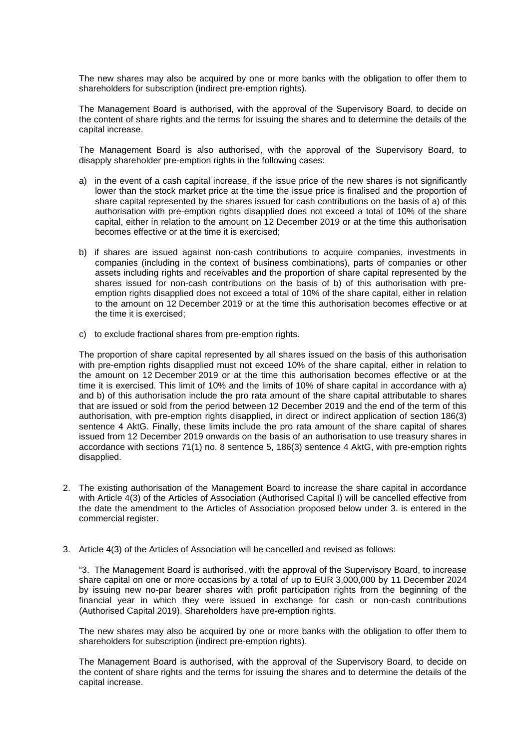The new shares may also be acquired by one or more banks with the obligation to offer them to shareholders for subscription (indirect pre-emption rights).

The Management Board is authorised, with the approval of the Supervisory Board, to decide on the content of share rights and the terms for issuing the shares and to determine the details of the capital increase.

The Management Board is also authorised, with the approval of the Supervisory Board, to disapply shareholder pre-emption rights in the following cases:

a) in the event of a cash capital increase, if the issue price of the new shares is not significantly lower than the stock market price at the time the issue price is finalised and the proportion of share capital represented by the shares issued for cash contributions on the basis of a) of this authorisation with pre-emption rights disapplied does not exceed a total of 10% of the share capital, either in relation to the amount on 12 December 2019 or at the time this authorisation becomes effective or at the time it is exercised;

b) if shares are issued against non-cash contributions to acquire companies, investments in companies (including in the context of business combinations), parts of companies or other assets including rights and receivables and the proportion of share capital represented by the shares issued for non-cash contributions on the basis of b) of this authorisation with pre-emption rights disapplied does not exceed a total of 10% of the share capital, either in relation to the amount on 12 December 2019 or at the time this authorisation becomes effective or at the time it is exercised;

c) to exclude fractional shares from pre-emption rights.

The proportion of share capital represented by all shares issued on the basis of this authorisation with pre-emption rights disapplied must not exceed 10% of the share capital, either in relation to the amount on 12 December 2019 or at the time this authorisation becomes effective or at the time it is exercised. This limit of 10% and the limits of 10% of share capital in accordance with a) and b) of this authorisation include the pro rata amount of the share capital attributable to shares that are issued or sold from the period between 12 December 2019 and the end of the term of this authorisation, with pre-emption rights disapplied, in direct or indirect application of section 186(3) sentence 4 AktG. Finally, these limits include the pro rata amount of the share capital of shares issued from 12 December 2019 onwards on the basis of an authorisation to use treasury shares in accordance with sections 71(1) no. 8 sentence 5, 186(3) sentence 4 AktG, with pre-emption rights disapplied.

2. The existing authorisation of the Management Board to increase the share capital in accordance with Article 4(3) of the Articles of Association (Authorised Capital I) will be cancelled effective from the date the amendment to the Articles of Association proposed below under 3. is entered in the commercial register.

3. Article 4(3) of the Articles of Association will be cancelled and revised as follows:

   "3. The Management Board is authorised, with the approval of the Supervisory Board, to increase share capital on one or more occasions by a total of up to EUR 3,000,000 by 11 December 2024 by issuing new no-par bearer shares with profit participation rights from the beginning of the financial year in which they were issued in exchange for cash or non-cash contributions (Authorised Capital 2019). Shareholders have pre-emption rights.

   The new shares may also be acquired by one or more banks with the obligation to offer them to shareholders for subscription (indirect pre-emption rights).

   The Management Board is authorised, with the approval of the Supervisory Board, to decide on the content of share rights and the terms for issuing the shares and to determine the details of the capital increase.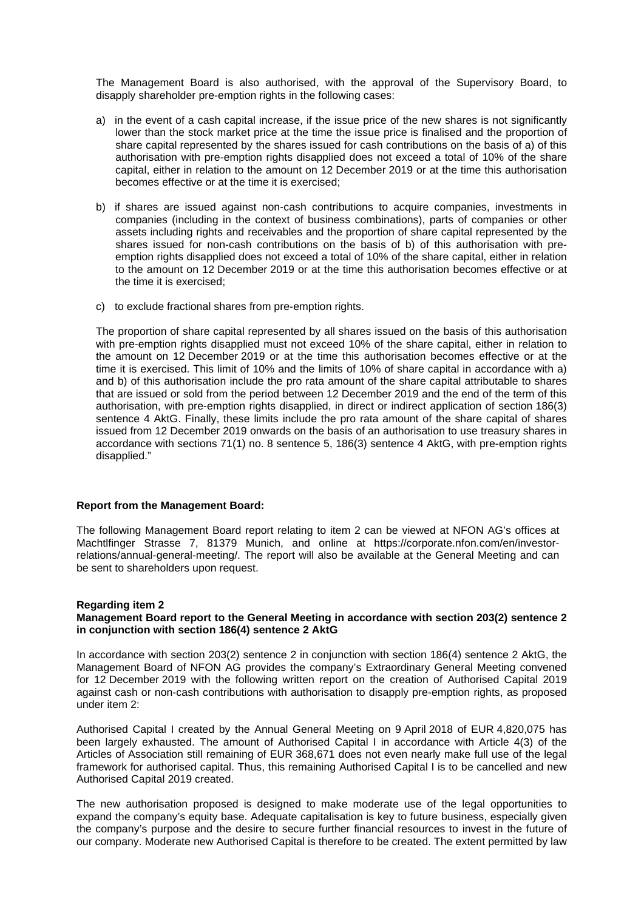The Management Board is also authorised, with the approval of the Supervisory Board, to disapply shareholder pre-emption rights in the following cases:

a) in the event of a cash capital increase, if the issue price of the new shares is not significantly lower than the stock market price at the time the issue price is finalised and the proportion of share capital represented by the shares issued for cash contributions on the basis of a) of this authorisation with pre-emption rights disapplied does not exceed a total of 10% of the share capital, either in relation to the amount on 12 December 2019 or at the time this authorisation becomes effective or at the time it is exercised;

b) if shares are issued against non-cash contributions to acquire companies, investments in companies (including in the context of business combinations), parts of companies or other assets including rights and receivables and the proportion of share capital represented by the shares issued for non-cash contributions on the basis of b) of this authorisation with pre-emption rights disapplied does not exceed a total of 10% of the share capital, either in relation to the amount on 12 December 2019 or at the time this authorisation becomes effective or at the time it is exercised;

c) to exclude fractional shares from pre-emption rights.

The proportion of share capital represented by all shares issued on the basis of this authorisation with pre-emption rights disapplied must not exceed 10% of the share capital, either in relation to the amount on 12 December 2019 or at the time this authorisation becomes effective or at the time it is exercised. This limit of 10% and the limits of 10% of share capital in accordance with a) and b) of this authorisation include the pro rata amount of the share capital attributable to shares that are issued or sold from the period between 12 December 2019 and the end of the term of this authorisation, with pre-emption rights disapplied, in direct or indirect application of section 186(3) sentence 4 AktG. Finally, these limits include the pro rata amount of the share capital of shares issued from 12 December 2019 onwards on the basis of an authorisation to use treasury shares in accordance with sections 71(1) no. 8 sentence 5, 186(3) sentence 4 AktG, with pre-emption rights disapplied."

**Report from the Management Board:**

The following Management Board report relating to item 2 can be viewed at NFON AG's offices at Machtlfinger Strasse 7, 81379 Munich, and online at https://corporate.nfon.com/en/investor-relations/annual-general-meeting/. The report will also be available at the General Meeting and can be sent to shareholders upon request.

**Regarding item 2**
**Management Board report to the General Meeting in accordance with section 203(2) sentence 2 in conjunction with section 186(4) sentence 2 AktG**

In accordance with section 203(2) sentence 2 in conjunction with section 186(4) sentence 2 AktG, the Management Board of NFON AG provides the company's Extraordinary General Meeting convened for 12 December 2019 with the following written report on the creation of Authorised Capital 2019 against cash or non-cash contributions with authorisation to disapply pre-emption rights, as proposed under item 2:

Authorised Capital I created by the Annual General Meeting on 9 April 2018 of EUR 4,820,075 has been largely exhausted. The amount of Authorised Capital I in accordance with Article 4(3) of the Articles of Association still remaining of EUR 368,671 does not even nearly make full use of the legal framework for authorised capital. Thus, this remaining Authorised Capital I is to be cancelled and new Authorised Capital 2019 created.

The new authorisation proposed is designed to make moderate use of the legal opportunities to expand the company's equity base. Adequate capitalisation is key to future business, especially given the company's purpose and the desire to secure further financial resources to invest in the future of our company. Moderate new Authorised Capital is therefore to be created. The extent permitted by law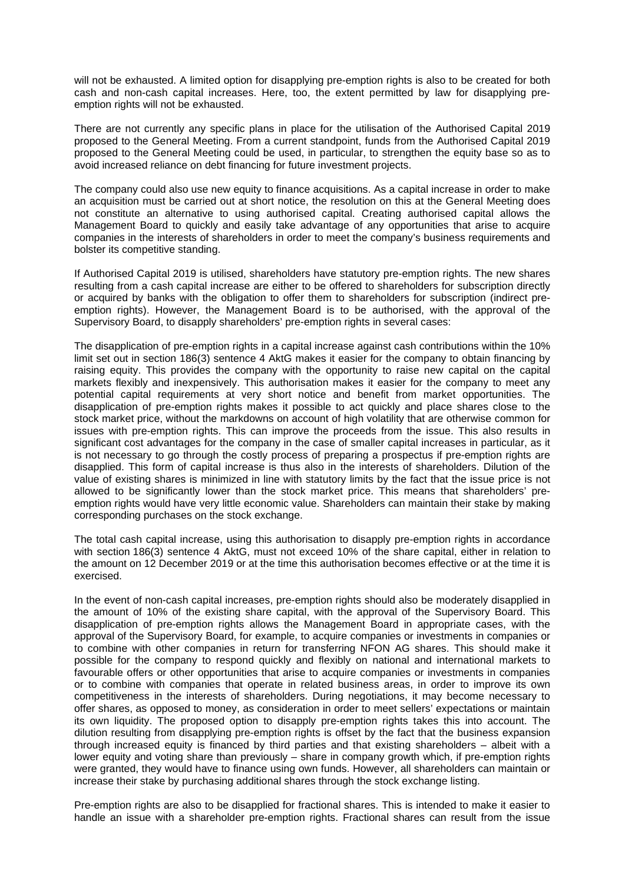will not be exhausted. A limited option for disapplying pre-emption rights is also to be created for both cash and non-cash capital increases. Here, too, the extent permitted by law for disapplying pre-emption rights will not be exhausted.

There are not currently any specific plans in place for the utilisation of the Authorised Capital 2019 proposed to the General Meeting. From a current standpoint, funds from the Authorised Capital 2019 proposed to the General Meeting could be used, in particular, to strengthen the equity base so as to avoid increased reliance on debt financing for future investment projects.

The company could also use new equity to finance acquisitions. As a capital increase in order to make an acquisition must be carried out at short notice, the resolution on this at the General Meeting does not constitute an alternative to using authorised capital. Creating authorised capital allows the Management Board to quickly and easily take advantage of any opportunities that arise to acquire companies in the interests of shareholders in order to meet the company's business requirements and bolster its competitive standing.

If Authorised Capital 2019 is utilised, shareholders have statutory pre-emption rights. The new shares resulting from a cash capital increase are either to be offered to shareholders for subscription directly or acquired by banks with the obligation to offer them to shareholders for subscription (indirect pre-emption rights). However, the Management Board is to be authorised, with the approval of the Supervisory Board, to disapply shareholders' pre-emption rights in several cases:

The disapplication of pre-emption rights in a capital increase against cash contributions within the 10% limit set out in section 186(3) sentence 4 AktG makes it easier for the company to obtain financing by raising equity. This provides the company with the opportunity to raise new capital on the capital markets flexibly and inexpensively. This authorisation makes it easier for the company to meet any potential capital requirements at very short notice and benefit from market opportunities. The disapplication of pre-emption rights makes it possible to act quickly and place shares close to the stock market price, without the markdowns on account of high volatility that are otherwise common for issues with pre-emption rights. This can improve the proceeds from the issue. This also results in significant cost advantages for the company in the case of smaller capital increases in particular, as it is not necessary to go through the costly process of preparing a prospectus if pre-emption rights are disapplied. This form of capital increase is thus also in the interests of shareholders. Dilution of the value of existing shares is minimized in line with statutory limits by the fact that the issue price is not allowed to be significantly lower than the stock market price. This means that shareholders' pre-emption rights would have very little economic value. Shareholders can maintain their stake by making corresponding purchases on the stock exchange.

The total cash capital increase, using this authorisation to disapply pre-emption rights in accordance with section 186(3) sentence 4 AktG, must not exceed 10% of the share capital, either in relation to the amount on 12 December 2019 or at the time this authorisation becomes effective or at the time it is exercised.

In the event of non-cash capital increases, pre-emption rights should also be moderately disapplied in the amount of 10% of the existing share capital, with the approval of the Supervisory Board. This disapplication of pre-emption rights allows the Management Board in appropriate cases, with the approval of the Supervisory Board, for example, to acquire companies or investments in companies or to combine with other companies in return for transferring NFON AG shares. This should make it possible for the company to respond quickly and flexibly on national and international markets to favourable offers or other opportunities that arise to acquire companies or investments in companies or to combine with companies that operate in related business areas, in order to improve its own competitiveness in the interests of shareholders. During negotiations, it may become necessary to offer shares, as opposed to money, as consideration in order to meet sellers' expectations or maintain its own liquidity. The proposed option to disapply pre-emption rights takes this into account. The dilution resulting from disapplying pre-emption rights is offset by the fact that the business expansion through increased equity is financed by third parties and that existing shareholders – albeit with a lower equity and voting share than previously – share in company growth which, if pre-emption rights were granted, they would have to finance using own funds. However, all shareholders can maintain or increase their stake by purchasing additional shares through the stock exchange listing.

Pre-emption rights are also to be disapplied for fractional shares. This is intended to make it easier to handle an issue with a shareholder pre-emption rights. Fractional shares can result from the issue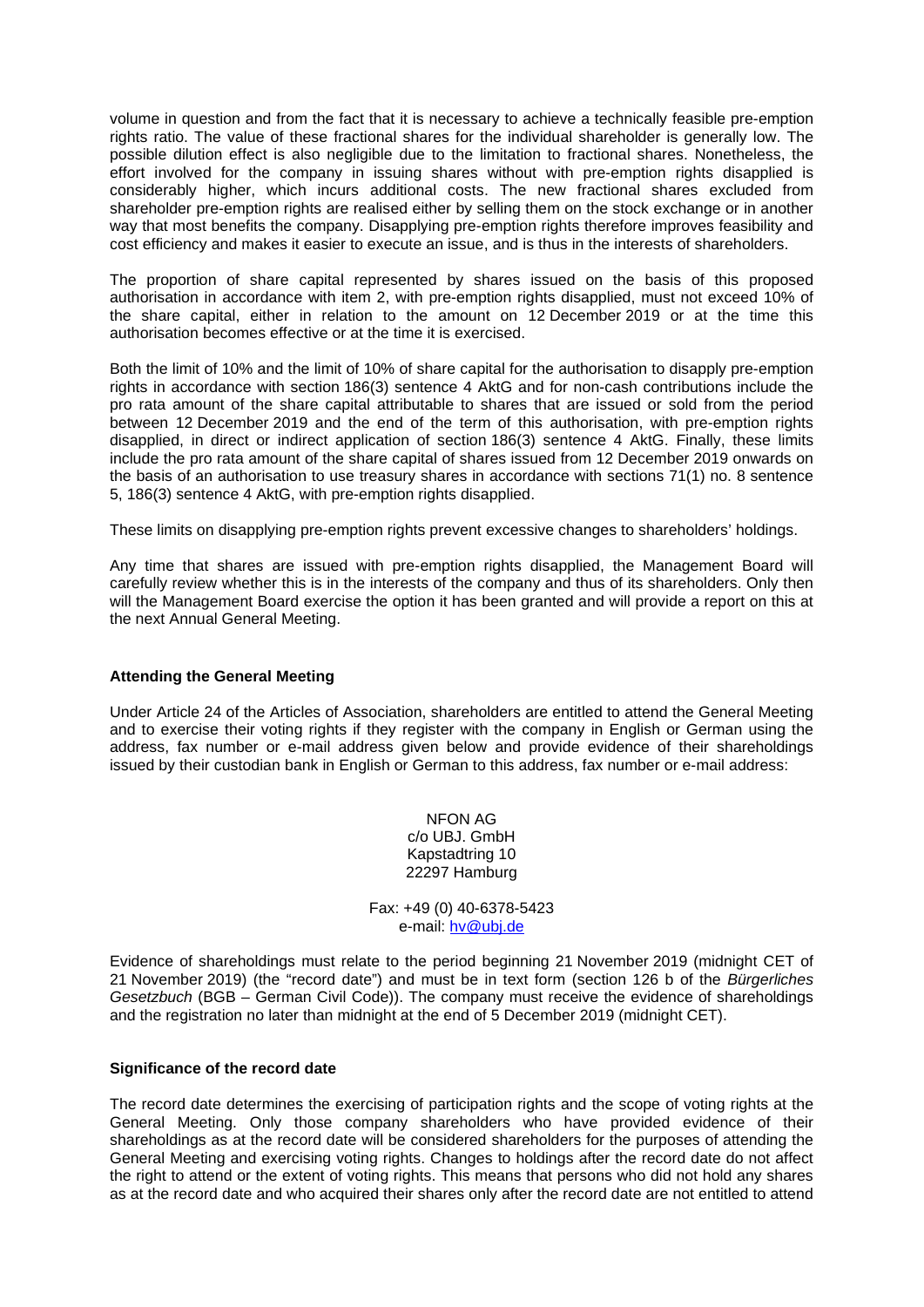volume in question and from the fact that it is necessary to achieve a technically feasible pre-emption rights ratio. The value of these fractional shares for the individual shareholder is generally low. The possible dilution effect is also negligible due to the limitation to fractional shares. Nonetheless, the effort involved for the company in issuing shares without with pre-emption rights disapplied is considerably higher, which incurs additional costs. The new fractional shares excluded from shareholder pre-emption rights are realised either by selling them on the stock exchange or in another way that most benefits the company. Disapplying pre-emption rights therefore improves feasibility and cost efficiency and makes it easier to execute an issue, and is thus in the interests of shareholders.

The proportion of share capital represented by shares issued on the basis of this proposed authorisation in accordance with item 2, with pre-emption rights disapplied, must not exceed 10% of the share capital, either in relation to the amount on 12 December 2019 or at the time this authorisation becomes effective or at the time it is exercised.

Both the limit of 10% and the limit of 10% of share capital for the authorisation to disapply pre-emption rights in accordance with section 186(3) sentence 4 AktG and for non-cash contributions include the pro rata amount of the share capital attributable to shares that are issued or sold from the period between 12 December 2019 and the end of the term of this authorisation, with pre-emption rights disapplied, in direct or indirect application of section 186(3) sentence 4 AktG. Finally, these limits include the pro rata amount of the share capital of shares issued from 12 December 2019 onwards on the basis of an authorisation to use treasury shares in accordance with sections 71(1) no. 8 sentence 5, 186(3) sentence 4 AktG, with pre-emption rights disapplied.

These limits on disapplying pre-emption rights prevent excessive changes to shareholders' holdings.

Any time that shares are issued with pre-emption rights disapplied, the Management Board will carefully review whether this is in the interests of the company and thus of its shareholders. Only then will the Management Board exercise the option it has been granted and will provide a report on this at the next Annual General Meeting.

**Attending the General Meeting**

Under Article 24 of the Articles of Association, shareholders are entitled to attend the General Meeting and to exercise their voting rights if they register with the company in English or German using the address, fax number or e-mail address given below and provide evidence of their shareholdings issued by their custodian bank in English or German to this address, fax number or e-mail address:

NFON AG
c/o UBJ. GmbH
Kapstadtring 10
22297 Hamburg

Fax: +49 (0) 40-6378-5423
e-mail: hv@ubj.de

Evidence of shareholdings must relate to the period beginning 21 November 2019 (midnight CET of 21 November 2019) (the "record date") and must be in text form (section 126 b of the *Bürgerliches Gesetzbuch* (BGB – German Civil Code)). The company must receive the evidence of shareholdings and the registration no later than midnight at the end of 5 December 2019 (midnight CET).

**Significance of the record date**

The record date determines the exercising of participation rights and the scope of voting rights at the General Meeting. Only those company shareholders who have provided evidence of their shareholdings as at the record date will be considered shareholders for the purposes of attending the General Meeting and exercising voting rights. Changes to holdings after the record date do not affect the right to attend or the extent of voting rights. This means that persons who did not hold any shares as at the record date and who acquired their shares only after the record date are not entitled to attend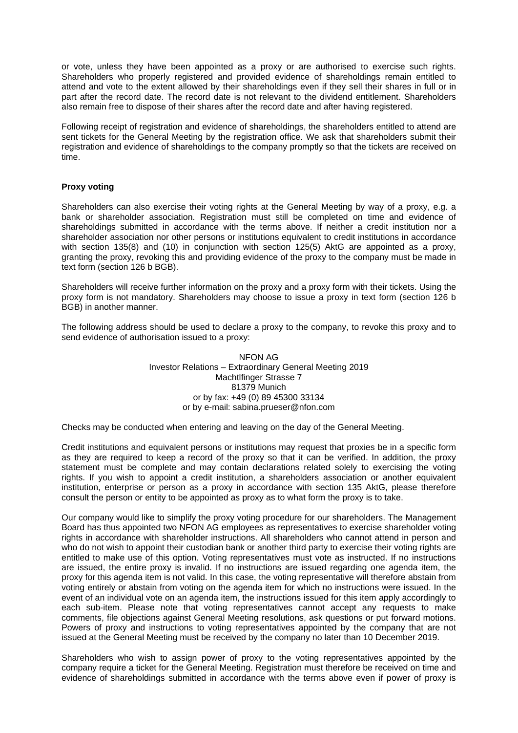or vote, unless they have been appointed as a proxy or are authorised to exercise such rights. Shareholders who properly registered and provided evidence of shareholdings remain entitled to attend and vote to the extent allowed by their shareholdings even if they sell their shares in full or in part after the record date. The record date is not relevant to the dividend entitlement. Shareholders also remain free to dispose of their shares after the record date and after having registered.

Following receipt of registration and evidence of shareholdings, the shareholders entitled to attend are sent tickets for the General Meeting by the registration office. We ask that shareholders submit their registration and evidence of shareholdings to the company promptly so that the tickets are received on time.

**Proxy voting**

Shareholders can also exercise their voting rights at the General Meeting by way of a proxy, e.g. a bank or shareholder association. Registration must still be completed on time and evidence of shareholdings submitted in accordance with the terms above. If neither a credit institution nor a shareholder association nor other persons or institutions equivalent to credit institutions in accordance with section 135(8) and (10) in conjunction with section 125(5) AktG are appointed as a proxy, granting the proxy, revoking this and providing evidence of the proxy to the company must be made in text form (section 126 b BGB).

Shareholders will receive further information on the proxy and a proxy form with their tickets. Using the proxy form is not mandatory. Shareholders may choose to issue a proxy in text form (section 126 b BGB) in another manner.

The following address should be used to declare a proxy to the company, to revoke this proxy and to send evidence of authorisation issued to a proxy:

NFON AG
Investor Relations – Extraordinary General Meeting 2019
Machtlfinger Strasse 7
81379 Munich
or by fax: +49 (0) 89 45300 33134
or by e-mail: sabina.prueser@nfon.com

Checks may be conducted when entering and leaving on the day of the General Meeting.

Credit institutions and equivalent persons or institutions may request that proxies be in a specific form as they are required to keep a record of the proxy so that it can be verified. In addition, the proxy statement must be complete and may contain declarations related solely to exercising the voting rights. If you wish to appoint a credit institution, a shareholders association or another equivalent institution, enterprise or person as a proxy in accordance with section 135 AktG, please therefore consult the person or entity to be appointed as proxy as to what form the proxy is to take.

Our company would like to simplify the proxy voting procedure for our shareholders. The Management Board has thus appointed two NFON AG employees as representatives to exercise shareholder voting rights in accordance with shareholder instructions. All shareholders who cannot attend in person and who do not wish to appoint their custodian bank or another third party to exercise their voting rights are entitled to make use of this option. Voting representatives must vote as instructed. If no instructions are issued, the entire proxy is invalid. If no instructions are issued regarding one agenda item, the proxy for this agenda item is not valid. In this case, the voting representative will therefore abstain from voting entirely or abstain from voting on the agenda item for which no instructions were issued. In the event of an individual vote on an agenda item, the instructions issued for this item apply accordingly to each sub-item. Please note that voting representatives cannot accept any requests to make comments, file objections against General Meeting resolutions, ask questions or put forward motions. Powers of proxy and instructions to voting representatives appointed by the company that are not issued at the General Meeting must be received by the company no later than 10 December 2019.

Shareholders who wish to assign power of proxy to the voting representatives appointed by the company require a ticket for the General Meeting. Registration must therefore be received on time and evidence of shareholdings submitted in accordance with the terms above even if power of proxy is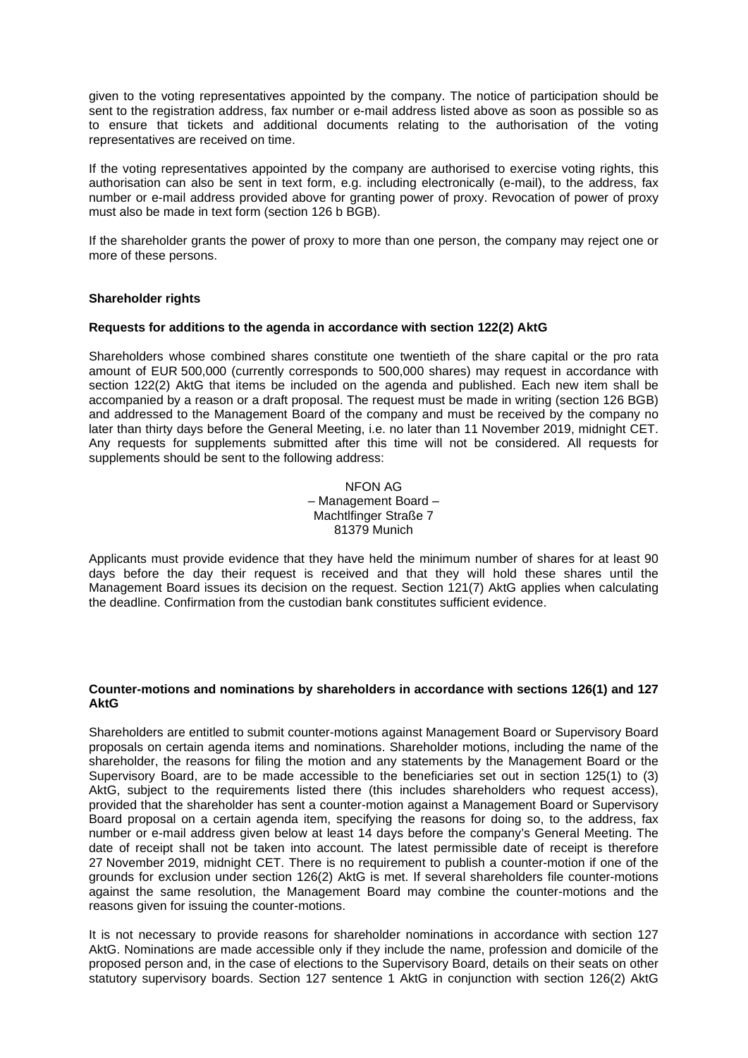given to the voting representatives appointed by the company. The notice of participation should be sent to the registration address, fax number or e-mail address listed above as soon as possible so as to ensure that tickets and additional documents relating to the authorisation of the voting representatives are received on time.

If the voting representatives appointed by the company are authorised to exercise voting rights, this authorisation can also be sent in text form, e.g. including electronically (e-mail), to the address, fax number or e-mail address provided above for granting power of proxy. Revocation of power of proxy must also be made in text form (section 126 b BGB).

If the shareholder grants the power of proxy to more than one person, the company may reject one or more of these persons.

**Shareholder rights**

**Requests for additions to the agenda in accordance with section 122(2) AktG**

Shareholders whose combined shares constitute one twentieth of the share capital or the pro rata amount of EUR 500,000 (currently corresponds to 500,000 shares) may request in accordance with section 122(2) AktG that items be included on the agenda and published. Each new item shall be accompanied by a reason or a draft proposal. The request must be made in writing (section 126 BGB) and addressed to the Management Board of the company and must be received by the company no later than thirty days before the General Meeting, i.e. no later than 11 November 2019, midnight CET. Any requests for supplements submitted after this time will not be considered. All requests for supplements should be sent to the following address:

NFON AG
– Management Board –
Machtlfinger Straße 7
81379 Munich

Applicants must provide evidence that they have held the minimum number of shares for at least 90 days before the day their request is received and that they will hold these shares until the Management Board issues its decision on the request. Section 121(7) AktG applies when calculating the deadline. Confirmation from the custodian bank constitutes sufficient evidence.

**Counter-motions and nominations by shareholders in accordance with sections 126(1) and 127 AktG**

Shareholders are entitled to submit counter-motions against Management Board or Supervisory Board proposals on certain agenda items and nominations. Shareholder motions, including the name of the shareholder, the reasons for filing the motion and any statements by the Management Board or the Supervisory Board, are to be made accessible to the beneficiaries set out in section 125(1) to (3) AktG, subject to the requirements listed there (this includes shareholders who request access), provided that the shareholder has sent a counter-motion against a Management Board or Supervisory Board proposal on a certain agenda item, specifying the reasons for doing so, to the address, fax number or e-mail address given below at least 14 days before the company's General Meeting. The date of receipt shall not be taken into account. The latest permissible date of receipt is therefore 27 November 2019, midnight CET. There is no requirement to publish a counter-motion if one of the grounds for exclusion under section 126(2) AktG is met. If several shareholders file counter-motions against the same resolution, the Management Board may combine the counter-motions and the reasons given for issuing the counter-motions.

It is not necessary to provide reasons for shareholder nominations in accordance with section 127 AktG. Nominations are made accessible only if they include the name, profession and domicile of the proposed person and, in the case of elections to the Supervisory Board, details on their seats on other statutory supervisory boards. Section 127 sentence 1 AktG in conjunction with section 126(2) AktG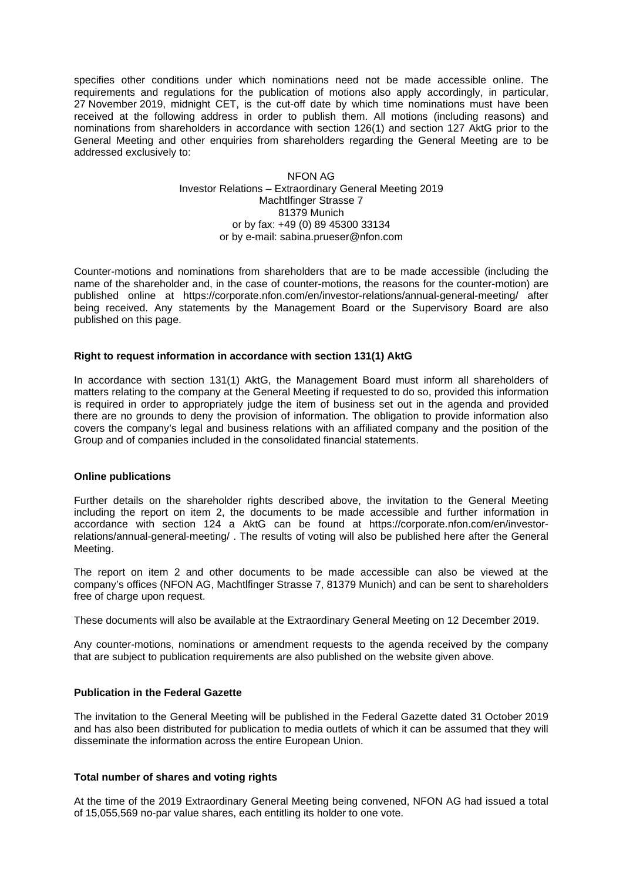specifies other conditions under which nominations need not be made accessible online. The requirements and regulations for the publication of motions also apply accordingly, in particular, 27 November 2019, midnight CET, is the cut-off date by which time nominations must have been received at the following address in order to publish them. All motions (including reasons) and nominations from shareholders in accordance with section 126(1) and section 127 AktG prior to the General Meeting and other enquiries from shareholders regarding the General Meeting are to be addressed exclusively to:

NFON AG
Investor Relations – Extraordinary General Meeting 2019
Machtlfinger Strasse 7
81379 Munich
or by fax: +49 (0) 89 45300 33134
or by e-mail: sabina.prueser@nfon.com

Counter-motions and nominations from shareholders that are to be made accessible (including the name of the shareholder and, in the case of counter-motions, the reasons for the counter-motion) are published online at https://corporate.nfon.com/en/investor-relations/annual-general-meeting/ after being received. Any statements by the Management Board or the Supervisory Board are also published on this page.

**Right to request information in accordance with section 131(1) AktG**

In accordance with section 131(1) AktG, the Management Board must inform all shareholders of matters relating to the company at the General Meeting if requested to do so, provided this information is required in order to appropriately judge the item of business set out in the agenda and provided there are no grounds to deny the provision of information. The obligation to provide information also covers the company's legal and business relations with an affiliated company and the position of the Group and of companies included in the consolidated financial statements.

**Online publications**

Further details on the shareholder rights described above, the invitation to the General Meeting including the report on item 2, the documents to be made accessible and further information in accordance with section 124 a AktG can be found at https://corporate.nfon.com/en/investor-relations/annual-general-meeting/ . The results of voting will also be published here after the General Meeting.

The report on item 2 and other documents to be made accessible can also be viewed at the company's offices (NFON AG, Machtlfinger Strasse 7, 81379 Munich) and can be sent to shareholders free of charge upon request.

These documents will also be available at the Extraordinary General Meeting on 12 December 2019.

Any counter-motions, nominations or amendment requests to the agenda received by the company that are subject to publication requirements are also published on the website given above.

**Publication in the Federal Gazette**

The invitation to the General Meeting will be published in the Federal Gazette dated 31 October 2019 and has also been distributed for publication to media outlets of which it can be assumed that they will disseminate the information across the entire European Union.

**Total number of shares and voting rights**

At the time of the 2019 Extraordinary General Meeting being convened, NFON AG had issued a total of 15,055,569 no-par value shares, each entitling its holder to one vote.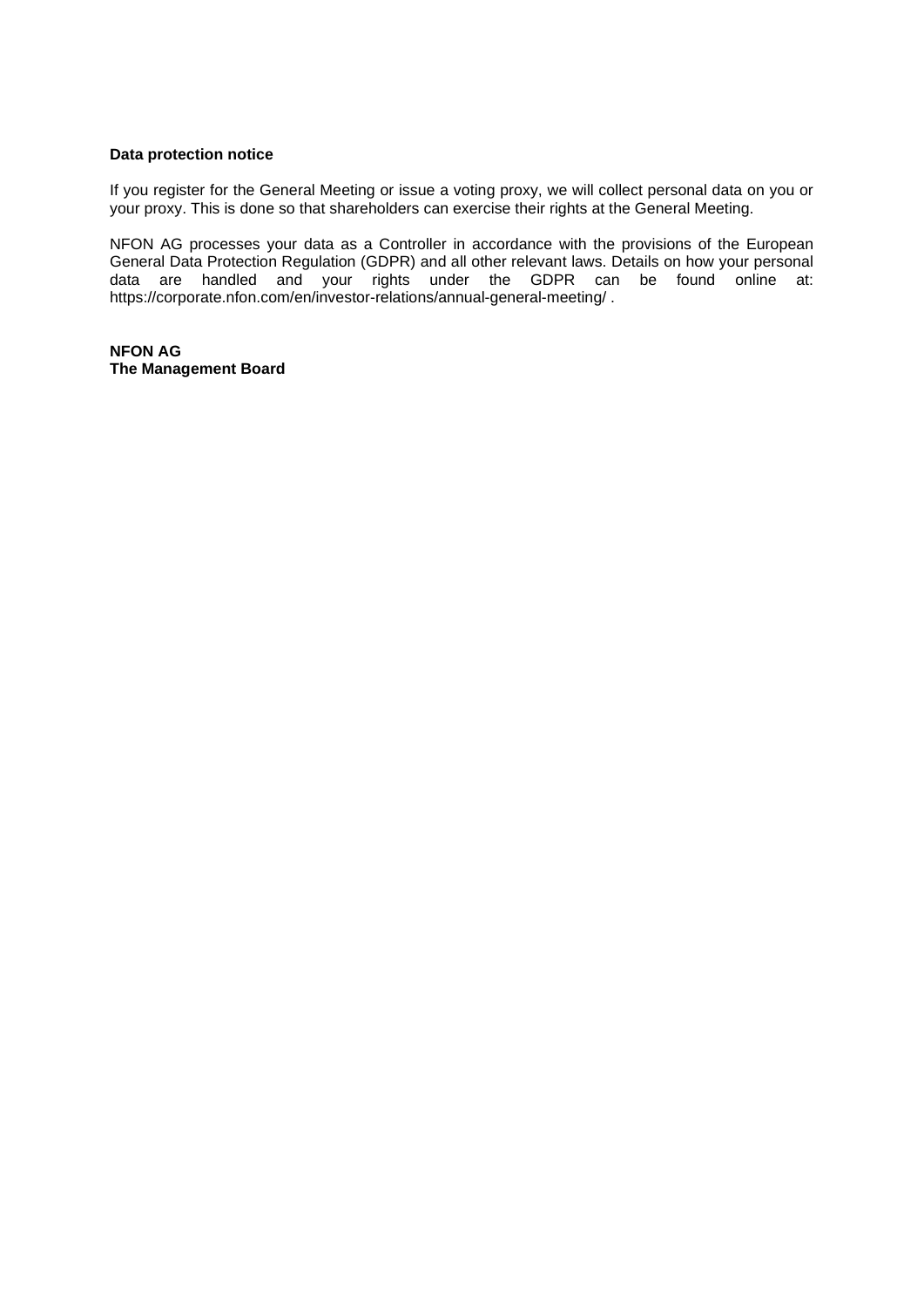**Data protection notice**

If you register for the General Meeting or issue a voting proxy, we will collect personal data on you or your proxy. This is done so that shareholders can exercise their rights at the General Meeting.

NFON AG processes your data as a Controller in accordance with the provisions of the European General Data Protection Regulation (GDPR) and all other relevant laws. Details on how your personal data are handled and your rights under the GDPR can be found online at: https://corporate.nfon.com/en/investor-relations/annual-general-meeting/ .

**NFON AG**
**The Management Board**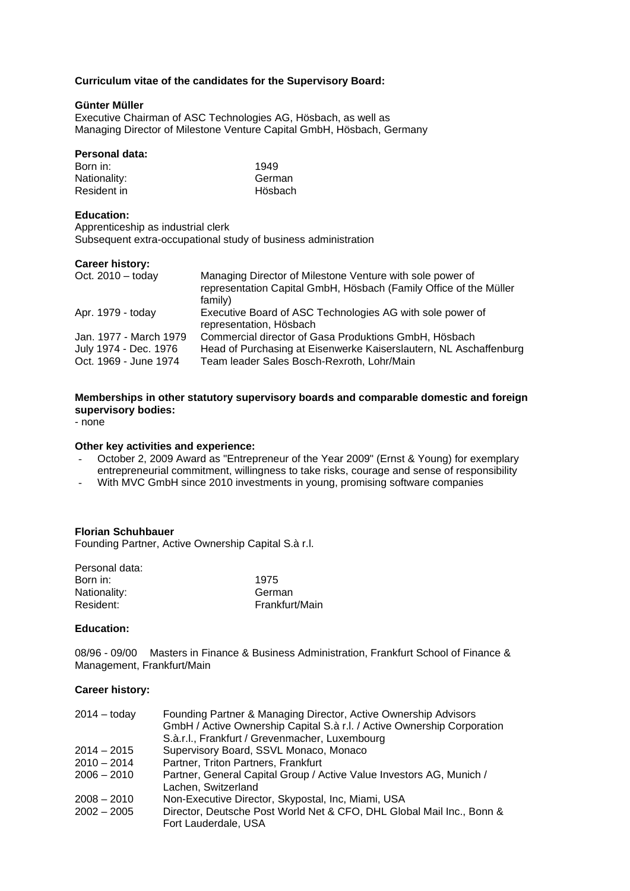**Curriculum vitae of the candidates for the Supervisory Board:**

**Günter Müller**
Executive Chairman of ASC Technologies AG, Hösbach, as well as Managing Director of Milestone Venture Capital GmbH, Hösbach, Germany

**Personal data:**

| | |
|---|---|
| Born in: | 1949 |
| Nationality: | German |
| Resident in | Hösbach |

**Education:**
Apprenticeship as industrial clerk
Subsequent extra-occupational study of business administration

**Career history:**

| | |
|---|---|
| Oct. 2010 – today | Managing Director of Milestone Venture with sole power of representation Capital GmbH, Hösbach (Family Office of the Müller family) |
| Apr. 1979 - today | Executive Board of ASC Technologies AG with sole power of representation, Hösbach |
| Jan. 1977 - March 1979 | Commercial director of Gasa Produktions GmbH, Hösbach |
| July 1974 - Dec. 1976 | Head of Purchasing at Eisenwerke Kaiserslautern, NL Aschaffenburg |
| Oct. 1969 - June 1974 | Team leader Sales Bosch-Rexroth, Lohr/Main |

**Memberships in other statutory supervisory boards and comparable domestic and foreign supervisory bodies:**
- none

**Other key activities and experience:**

- October 2, 2009 Award as "Entrepreneur of the Year 2009" (Ernst & Young) for exemplary entrepreneurial commitment, willingness to take risks, courage and sense of responsibility
- With MVC GmbH since 2010 investments in young, promising software companies

**Florian Schuhbauer**
Founding Partner, Active Ownership Capital S.à r.l.

Personal data:

| | |
|---|---|
| Born in: | 1975 |
| Nationality: | German |
| Resident: | Frankfurt/Main |

**Education:**

08/96 - 09/00 Masters in Finance & Business Administration, Frankfurt School of Finance & Management, Frankfurt/Main

**Career history:**

| | |
|---|---|
| 2014 – today | Founding Partner & Managing Director, Active Ownership Advisors GmbH / Active Ownership Capital S.à r.l. / Active Ownership Corporation S.à.r.l., Frankfurt / Grevenmacher, Luxembourg |
| 2014 – 2015 | Supervisory Board, SSVL Monaco, Monaco |
| 2010 – 2014 | Partner, Triton Partners, Frankfurt |
| 2006 – 2010 | Partner, General Capital Group / Active Value Investors AG, Munich / Lachen, Switzerland |
| 2008 – 2010 | Non-Executive Director, Skypostal, Inc, Miami, USA |
| 2002 – 2005 | Director, Deutsche Post World Net & CFO, DHL Global Mail Inc., Bonn & Fort Lauderdale, USA |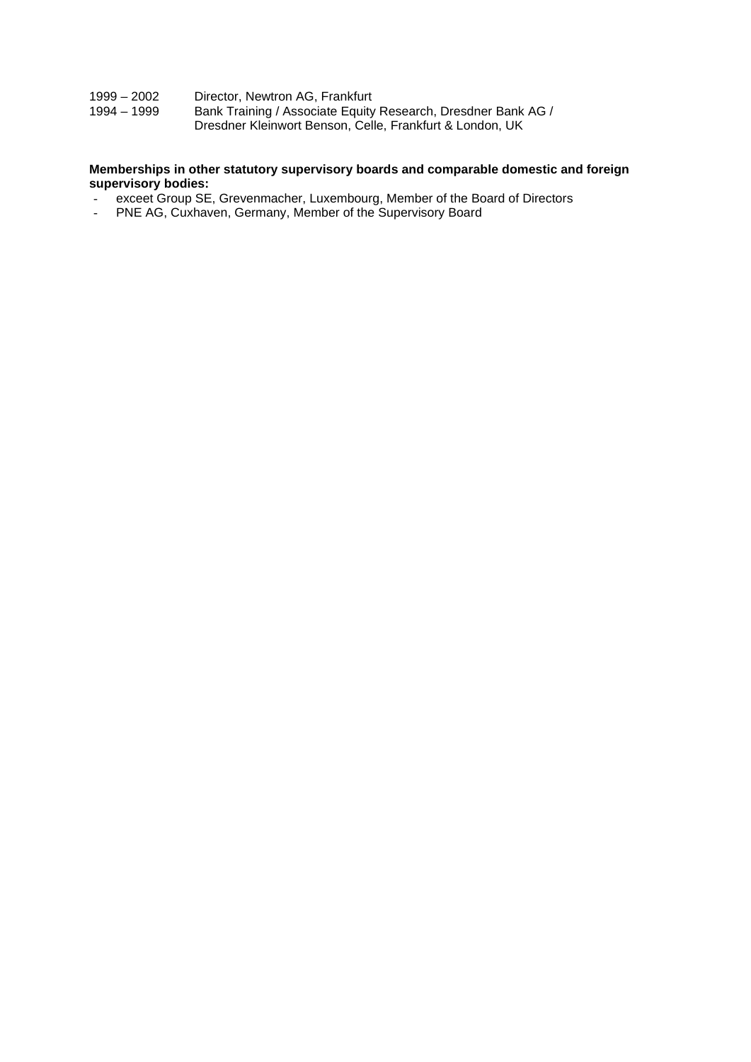| | |
|---|---|
| 1999 – 2002 | Director, Newtron AG, Frankfurt |
| 1994 – 1999 | Bank Training / Associate Equity Research, Dresdner Bank AG / Dresdner Kleinwort Benson, Celle, Frankfurt & London, UK |

**Memberships in other statutory supervisory boards and comparable domestic and foreign supervisory bodies:**

- exceet Group SE, Grevenmacher, Luxembourg, Member of the Board of Directors
- PNE AG, Cuxhaven, Germany, Member of the Supervisory Board